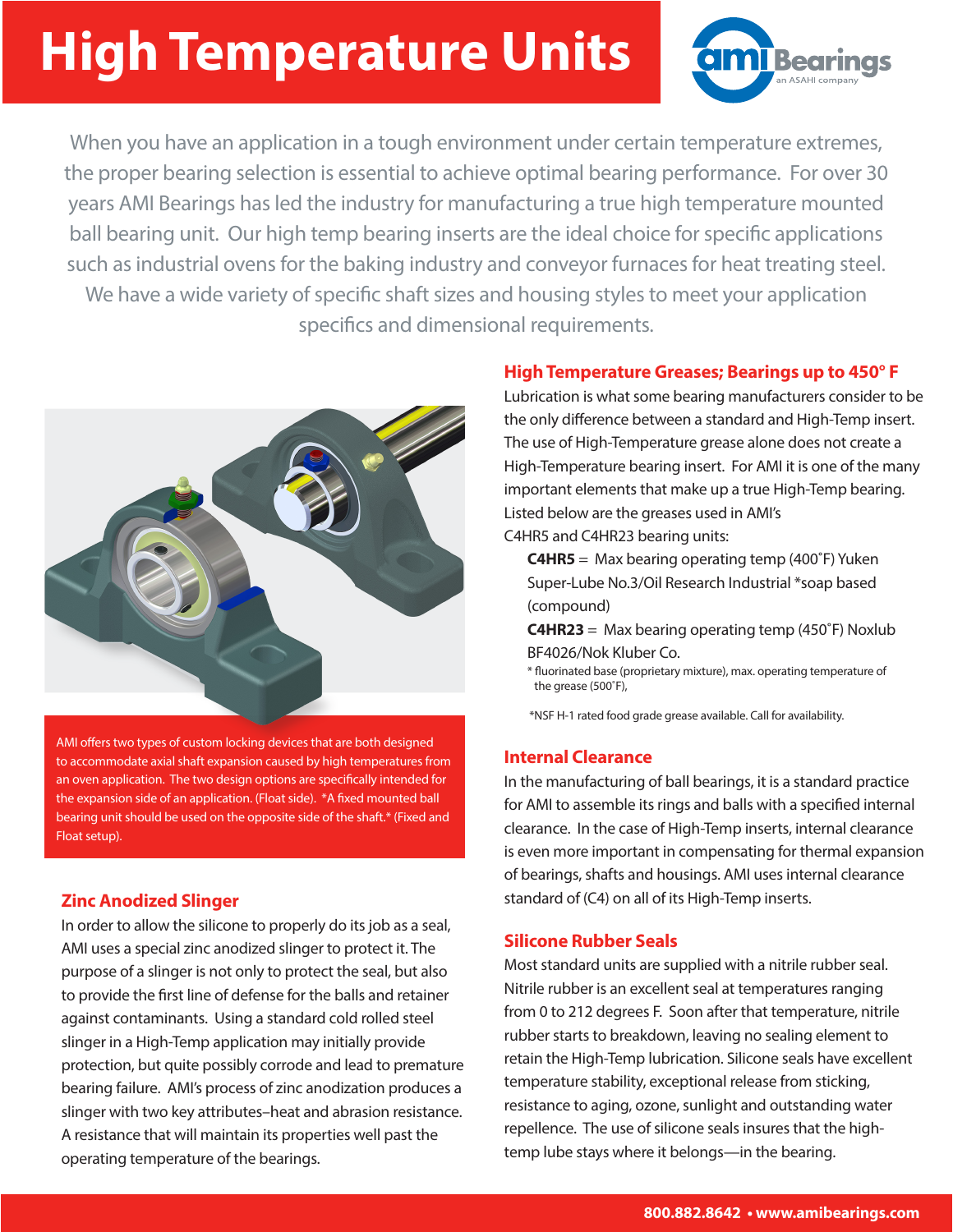# High Temperature Units

When you have an application in a tough environment under certain temperature extremes, the proper bearing selection is essential to achieve optimal bearing performance. For over 30 years AMI Bearings has led the industry for manufacturing a true high temperature mounted ball bearing unit. Our high temp bearing inserts are the ideal choice for specific applications such as industrial ovens for the baking industry and conveyor furnaces for heat treating steel. We have a wide variety of specific shaft sizes and housing styles to meet your application specifics and dimensional requirements.

AMI offers two types of custom locking devices that are both designed to accommodate axial shaft expansion caused by high temperatures from an oven application. The two design options are specifically intended for the expansion side of an application. (Float side). *A fixed mounted ball bearing unit should be used on the opposite side of the shaft.* (Fixed and Float setup).

## Zinc Anodized Slinger

In order to allow the silicone to properly do its job as a seal, AMI uses a special zinc anodized slinger to protect it. The purpose of a slinger is not only to protect the seal, but also to provide the first line of defense for the balls and retainer against contaminants. Using a standard cold rolled steel slinger in a High-Temp application may initially provide protection, but quite possibly corrode and lead to premature bearing failure. AMI's process of zinc anodization produces a slinger with two key attributes–heat and abrasion resistance. A resistance that will maintain its properties well past the operating temperature of the bearings.

## High Temperature Greases; Bearings up to 450° F

Lubrication is what some bearing manufacturers consider to be the only difference between a standard and High-Temp insert. The use of High-Temperature grease alone does not create a High-Temperature bearing insert. For AMI it is one of the many important elements that make up a true High-Temp bearing. Listed below are the greases used in AMI's C4HR5 and C4HR23 bearing units:

**C4HR5** = Max bearing operating temp (400˚F) Yuken Super-Lube No.3/Oil Research Industrial *soap based (compound)

**C4HR23** = Max bearing operating temp (450˚F) Noxlub BF4026/Nok Kluber Co.

* fluorinated base (proprietary mixture), max. operating temperature of the grease (500˚F),

*NSF H-1 rated food grade grease available. Call for availability.

## Internal Clearance

In the manufacturing of ball bearings, it is a standard practice for AMI to assemble its rings and balls with a specified internal clearance. In the case of High-Temp inserts, internal clearance is even more important in compensating for thermal expansion of bearings, shafts and housings. AMI uses internal clearance standard of (C4) on all of its High-Temp inserts.

## Silicone Rubber Seals

Most standard units are supplied with a nitrile rubber seal. Nitrile rubber is an excellent seal at temperatures ranging from 0 to 212 degrees F. Soon after that temperature, nitrile rubber starts to breakdown, leaving no sealing element to retain the High-Temp lubrication. Silicone seals have excellent temperature stability, exceptional release from sticking, resistance to aging, ozone, sunlight and outstanding water repellence. The use of silicone seals insures that the high-temp lube stays where it belongs—in the bearing.

800.882.8642 • www.amibearings.com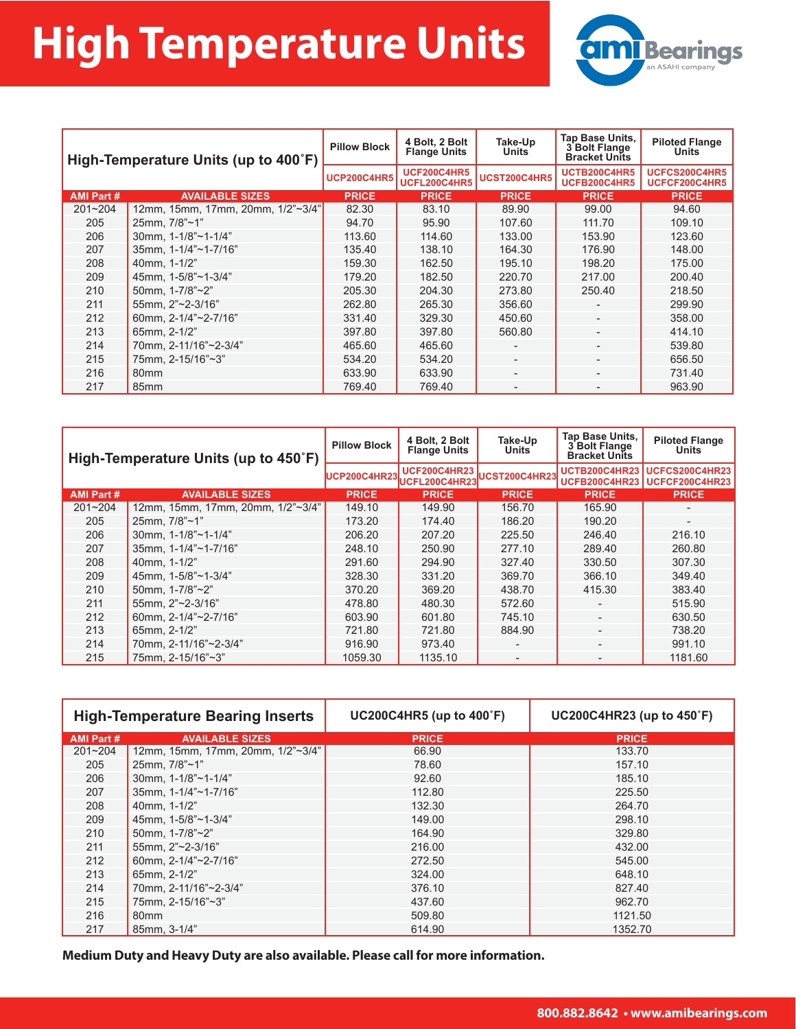# High Temperature Units

amiBearings an ASAHI company

| High-Temperature Units (up to 400˚F) | | Pillow Block | 4 Bolt, 2 Bolt Flange Units | Take-Up Units | Tap Base Units, 3 Bolt Flange Bracket Units | Piloted Flange Units |
|---|---|---|---|---|---|---|
| | | UCP200C4HR5 | UCF200C4HR5 UCFL200C4HR5 | UCST200C4HR5 | UCTB200C4HR5 UCFB200C4HR5 | UCFCS200C4HR5 UCFCF200C4HR5 |
| AMI Part # | AVAILABLE SIZES | PRICE | PRICE | PRICE | PRICE | PRICE |
| 201~204 | 12mm, 15mm, 17mm, 20mm, 1/2"~3/4" | 82.30 | 83.10 | 89.90 | 99.00 | 94.60 |
| 205 | 25mm, 7/8"~1" | 94.70 | 95.90 | 107.60 | 111.70 | 109.10 |
| 206 | 30mm, 1-1/8"~1-1/4" | 113.60 | 114.60 | 133.00 | 153.90 | 123.60 |
| 207 | 35mm, 1-1/4"~1-7/16" | 135.40 | 138.10 | 164.30 | 176.90 | 148.00 |
| 208 | 40mm, 1-1/2" | 159.30 | 162.50 | 195.10 | 198.20 | 175.00 |
| 209 | 45mm, 1-5/8"~1-3/4" | 179.20 | 182.50 | 220.70 | 217.00 | 200.40 |
| 210 | 50mm, 1-7/8"~2" | 205.30 | 204.30 | 273.80 | 250.40 | 218.50 |
| 211 | 55mm, 2"~2-3/16" | 262.80 | 265.30 | 356.60 | - | 299.90 |
| 212 | 60mm, 2-1/4"~2-7/16" | 331.40 | 329.30 | 450.60 | - | 358.00 |
| 213 | 65mm, 2-1/2" | 397.80 | 397.80 | 560.80 | - | 414.10 |
| 214 | 70mm, 2-11/16"~2-3/4" | 465.60 | 465.60 | - | - | 539.80 |
| 215 | 75mm, 2-15/16"~3" | 534.20 | 534.20 | - | - | 656.50 |
| 216 | 80mm | 633.90 | 633.90 | - | - | 731.40 |
| 217 | 85mm | 769.40 | 769.40 | - | - | 963.90 |

| High-Temperature Units (up to 450˚F) | | Pillow Block | 4 Bolt, 2 Bolt Flange Units | Take-Up Units | Tap Base Units, 3 Bolt Flange Bracket Units | Piloted Flange Units |
|---|---|---|---|---|---|---|
| | | UCP200C4HR23 | UCF200C4HR23 UCFL200C4HR23 | UCST200C4HR23 | UCTB200C4HR23 UCFB200C4HR23 | UCFCS200C4HR23 UCFCF200C4HR23 |
| AMI Part # | AVAILABLE SIZES | PRICE | PRICE | PRICE | PRICE | PRICE |
| 201~204 | 12mm, 15mm, 17mm, 20mm, 1/2"~3/4" | 149.10 | 149.90 | 156.70 | 165.90 | - |
| 205 | 25mm, 7/8"~1" | 173.20 | 174.40 | 186.20 | 190.20 | - |
| 206 | 30mm, 1-1/8"~1-1/4" | 206.20 | 207.20 | 225.50 | 246.40 | 216.10 |
| 207 | 35mm, 1-1/4"~1-7/16" | 248.10 | 250.90 | 277.10 | 289.40 | 260.80 |
| 208 | 40mm, 1-1/2" | 291.60 | 294.90 | 327.40 | 330.50 | 307.30 |
| 209 | 45mm, 1-5/8"~1-3/4" | 328.30 | 331.20 | 369.70 | 366.10 | 349.40 |
| 210 | 50mm, 1-7/8"~2" | 370.20 | 369.20 | 438.70 | 415.30 | 383.40 |
| 211 | 55mm, 2"~2-3/16" | 478.80 | 480.30 | 572.60 | - | 515.90 |
| 212 | 60mm, 2-1/4"~2-7/16" | 603.90 | 601.80 | 745.10 | - | 630.50 |
| 213 | 65mm, 2-1/2" | 721.80 | 721.80 | 884.90 | - | 738.20 |
| 214 | 70mm, 2-11/16"~2-3/4" | 916.90 | 973.40 | - | - | 991.10 |
| 215 | 75mm, 2-15/16"~3" | 1059.30 | 1135.10 | - | - | 1181.60 |

| High-Temperature Bearing Inserts | | UC200C4HR5 (up to 400˚F) | UC200C4HR23 (up to 450˚F) |
|---|---|---|---|
| AMI Part # | AVAILABLE SIZES | PRICE | PRICE |
| 201~204 | 12mm, 15mm, 17mm, 20mm, 1/2"~3/4" | 66.90 | 133.70 |
| 205 | 25mm, 7/8"~1" | 78.60 | 157.10 |
| 206 | 30mm, 1-1/8"~1-1/4" | 92.60 | 185.10 |
| 207 | 35mm, 1-1/4"~1-7/16" | 112.80 | 225.50 |
| 208 | 40mm, 1-1/2" | 132.30 | 264.70 |
| 209 | 45mm, 1-5/8"~1-3/4" | 149.00 | 298.10 |
| 210 | 50mm, 1-7/8"~2" | 164.90 | 329.80 |
| 211 | 55mm, 2"~2-3/16" | 216.00 | 432.00 |
| 212 | 60mm, 2-1/4"~2-7/16" | 272.50 | 545.00 |
| 213 | 65mm, 2-1/2" | 324.00 | 648.10 |
| 214 | 70mm, 2-11/16"~2-3/4" | 376.10 | 827.40 |
| 215 | 75mm, 2-15/16"~3" | 437.60 | 962.70 |
| 216 | 80mm | 509.80 | 1121.50 |
| 217 | 85mm, 3-1/4" | 614.90 | 1352.70 |

**Medium Duty and Heavy Duty are also available. Please call for more information.**

**800.882.8642 • www.amibearings.com**